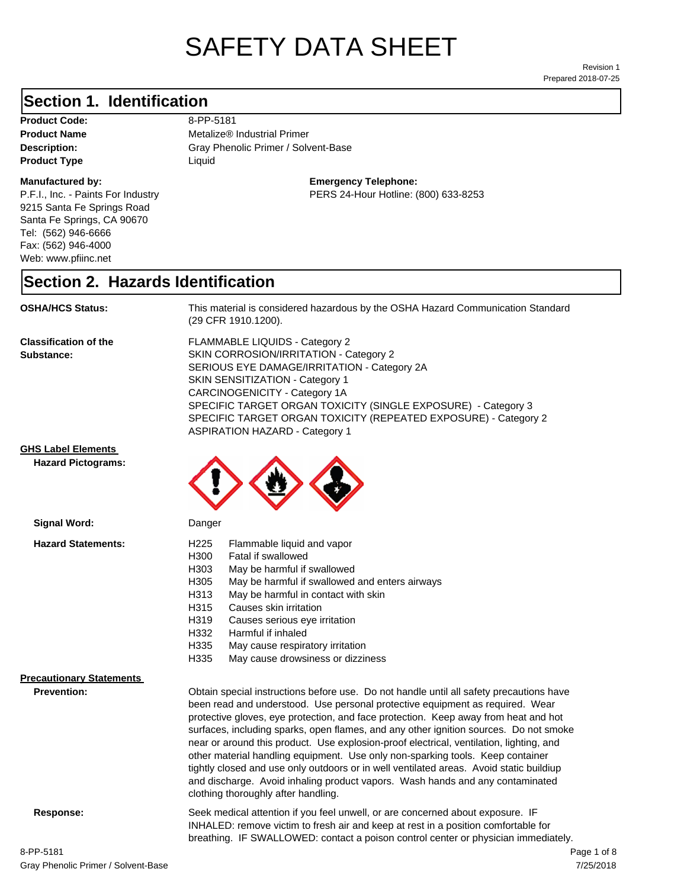# SAFETY DATA SHEET

Revision 1
Prepared 2018-07-25

## Section 1. Identification

**Product Code:** 8-PP-5181
**Product Name** Metalize® Industrial Primer
**Description:** Gray Phenolic Primer / Solvent-Base
**Product Type** Liquid

**Manufactured by:**
P.F.I., Inc. - Paints For Industry
9215 Santa Fe Springs Road
Santa Fe Springs, CA 90670
Tel: (562) 946-6666
Fax: (562) 946-4000
Web: www.pfiinc.net

**Emergency Telephone:**
PERS 24-Hour Hotline: (800) 633-8253

## Section 2. Hazards Identification

**OSHA/HCS Status:** This material is considered hazardous by the OSHA Hazard Communication Standard (29 CFR 1910.1200).

**Classification of the Substance:**
FLAMMABLE LIQUIDS - Category 2
SKIN CORROSION/IRRITATION - Category 2
SERIOUS EYE DAMAGE/IRRITATION - Category 2A
SKIN SENSITIZATION - Category 1
CARCINOGENICITY - Category 1A
SPECIFIC TARGET ORGAN TOXICITY (SINGLE EXPOSURE) - Category 3
SPECIFIC TARGET ORGAN TOXICITY (REPEATED EXPOSURE) - Category 2
ASPIRATION HAZARD - Category 1

**GHS Label Elements**

**Hazard Pictograms:**

**Signal Word:** Danger

**Hazard Statements:**

H225 Flammable liquid and vapor
H300 Fatal if swallowed
H303 May be harmful if swallowed
H305 May be harmful if swallowed and enters airways
H313 May be harmful in contact with skin
H315 Causes skin irritation
H319 Causes serious eye irritation
H332 Harmful if inhaled
H335 May cause respiratory irritation
H335 May cause drowsiness or dizziness

**Precautionary Statements**

**Prevention:** Obtain special instructions before use. Do not handle until all safety precautions have been read and understood. Use personal protective equipment as required. Wear protective gloves, eye protection, and face protection. Keep away from heat and hot surfaces, including sparks, open flames, and any other ignition sources. Do not smoke near or around this product. Use explosion-proof electrical, ventilation, lighting, and other material handling equipment. Use only non-sparking tools. Keep container tightly closed and use only outdoors or in well ventilated areas. Avoid static buildiup and discharge. Avoid inhaling product vapors. Wash hands and any contaminated clothing thoroughly after handling.

**Response:** Seek medical attention if you feel unwell, or are concerned about exposure. IF INHALED: remove victim to fresh air and keep at rest in a position comfortable for breathing. IF SWALLOWED: contact a poison control center or physician immediately.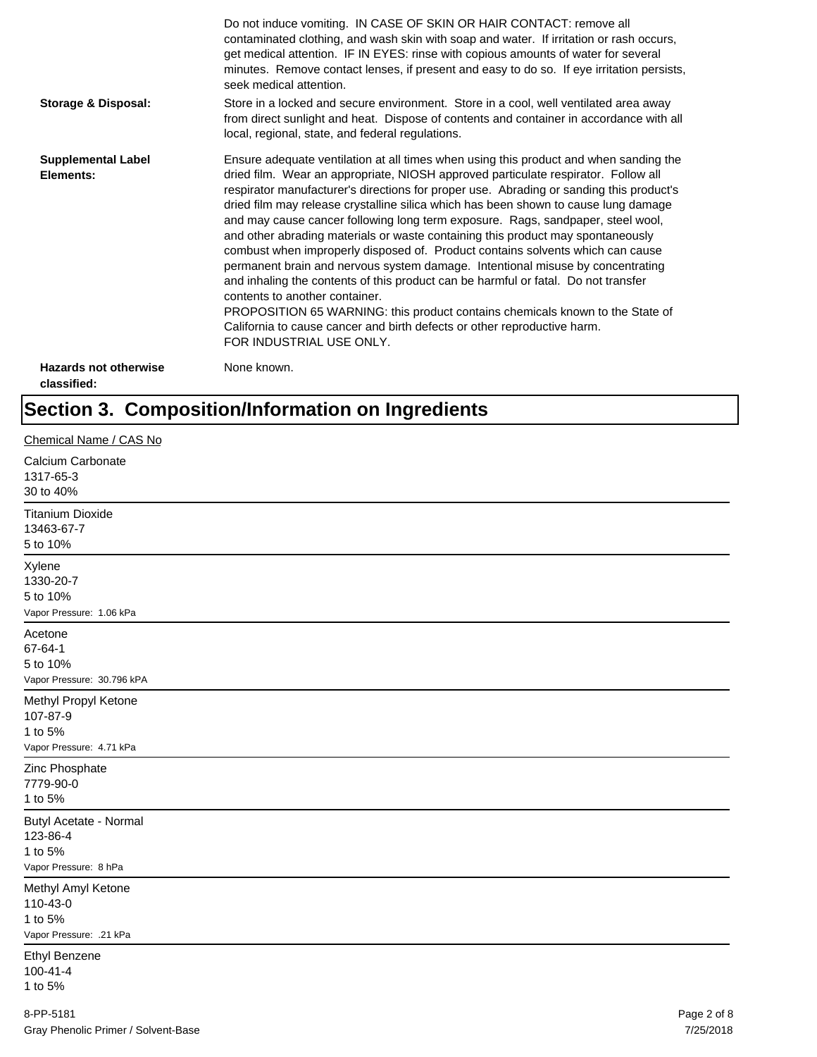Do not induce vomiting. IN CASE OF SKIN OR HAIR CONTACT: remove all contaminated clothing, and wash skin with soap and water. If irritation or rash occurs, get medical attention. IF IN EYES: rinse with copious amounts of water for several minutes. Remove contact lenses, if present and easy to do so. If eye irritation persists, seek medical attention.

**Storage & Disposal:** Store in a locked and secure environment. Store in a cool, well ventilated area away from direct sunlight and heat. Dispose of contents and container in accordance with all local, regional, state, and federal regulations.

**Supplemental Label Elements:** Ensure adequate ventilation at all times when using this product and when sanding the dried film. Wear an appropriate, NIOSH approved particulate respirator. Follow all respirator manufacturer's directions for proper use. Abrading or sanding this product's dried film may release crystalline silica which has been shown to cause lung damage and may cause cancer following long term exposure. Rags, sandpaper, steel wool, and other abrading materials or waste containing this product may spontaneously combust when improperly disposed of. Product contains solvents which can cause permanent brain and nervous system damage. Intentional misuse by concentrating and inhaling the contents of this product can be harmful or fatal. Do not transfer contents to another container.
PROPOSITION 65 WARNING: this product contains chemicals known to the State of California to cause cancer and birth defects or other reproductive harm.
FOR INDUSTRIAL USE ONLY.

**Hazards not otherwise classified:** None known.

# Section 3. Composition/Information on Ingredients

Chemical Name / CAS No

Calcium Carbonate
1317-65-3
30 to 40%

---

Titanium Dioxide
13463-67-7
5 to 10%

---

Xylene
1330-20-7
5 to 10%
Vapor Pressure: 1.06 kPa

---

Acetone
67-64-1
5 to 10%
Vapor Pressure: 30.796 kPA

---

Methyl Propyl Ketone
107-87-9
1 to 5%
Vapor Pressure: 4.71 kPa

---

Zinc Phosphate
7779-90-0
1 to 5%

---

Butyl Acetate - Normal
123-86-4
1 to 5%
Vapor Pressure: 8 hPa

---

Methyl Amyl Ketone
110-43-0
1 to 5%
Vapor Pressure: .21 kPa

---

Ethyl Benzene
100-41-4
1 to 5%

8-PP-5181
Gray Phenolic Primer / Solvent-Base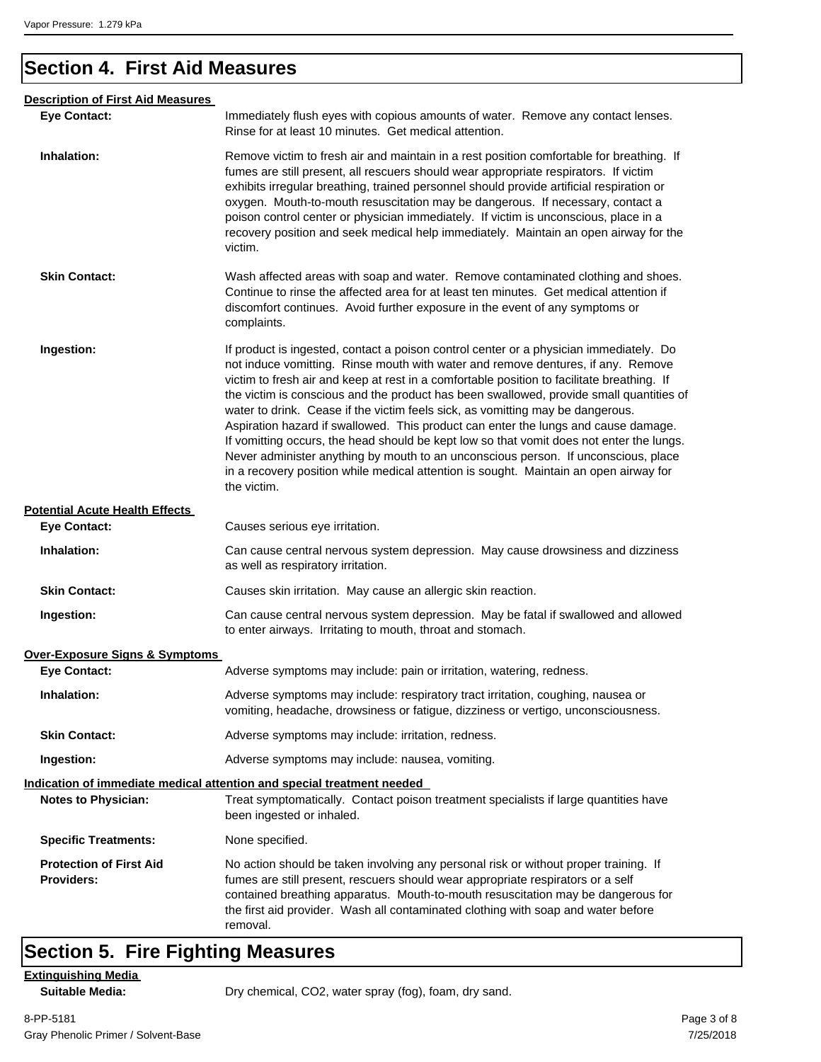Vapor Pressure: 1.279 kPa

## Section 4. First Aid Measures

**Description of First Aid Measures**

**Eye Contact:** Immediately flush eyes with copious amounts of water. Remove any contact lenses. Rinse for at least 10 minutes. Get medical attention.

**Inhalation:** Remove victim to fresh air and maintain in a rest position comfortable for breathing. If fumes are still present, all rescuers should wear appropriate respirators. If victim exhibits irregular breathing, trained personnel should provide artificial respiration or oxygen. Mouth-to-mouth resuscitation may be dangerous. If necessary, contact a poison control center or physician immediately. If victim is unconscious, place in a recovery position and seek medical help immediately. Maintain an open airway for the victim.

**Skin Contact:** Wash affected areas with soap and water. Remove contaminated clothing and shoes. Continue to rinse the affected area for at least ten minutes. Get medical attention if discomfort continues. Avoid further exposure in the event of any symptoms or complaints.

**Ingestion:** If product is ingested, contact a poison control center or a physician immediately. Do not induce vomitting. Rinse mouth with water and remove dentures, if any. Remove victim to fresh air and keep at rest in a comfortable position to facilitate breathing. If the victim is conscious and the product has been swallowed, provide small quantities of water to drink. Cease if the victim feels sick, as vomitting may be dangerous. Aspiration hazard if swallowed. This product can enter the lungs and cause damage. If vomitting occurs, the head should be kept low so that vomit does not enter the lungs. Never administer anything by mouth to an unconscious person. If unconscious, place in a recovery position while medical attention is sought. Maintain an open airway for the victim.

**Potential Acute Health Effects**

**Eye Contact:** Causes serious eye irritation.

**Inhalation:** Can cause central nervous system depression. May cause drowsiness and dizziness as well as respiratory irritation.

**Skin Contact:** Causes skin irritation. May cause an allergic skin reaction.

**Ingestion:** Can cause central nervous system depression. May be fatal if swallowed and allowed to enter airways. Irritating to mouth, throat and stomach.

**Over-Exposure Signs & Symptoms**

**Eye Contact:** Adverse symptoms may include: pain or irritation, watering, redness.

**Inhalation:** Adverse symptoms may include: respiratory tract irritation, coughing, nausea or vomiting, headache, drowsiness or fatigue, dizziness or vertigo, unconsciousness.

**Skin Contact:** Adverse symptoms may include: irritation, redness.

**Ingestion:** Adverse symptoms may include: nausea, vomiting.

**Indication of immediate medical attention and special treatment needed**

**Notes to Physician:** Treat symptomatically. Contact poison treatment specialists if large quantities have been ingested or inhaled.

**Specific Treatments:** None specified.

**Protection of First Aid Providers:** No action should be taken involving any personal risk or without proper training. If fumes are still present, rescuers should wear appropriate respirators or a self contained breathing apparatus. Mouth-to-mouth resuscitation may be dangerous for the first aid provider. Wash all contaminated clothing with soap and water before removal.

## Section 5. Fire Fighting Measures

**Extinguishing Media**

**Suitable Media:** Dry chemical, $CO_2$, water spray (fog), foam, dry sand.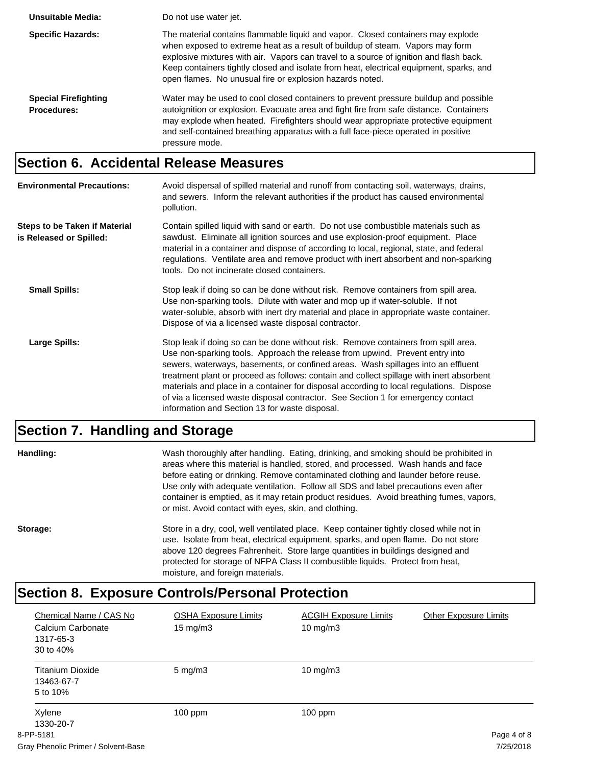**Unsuitable Media:** Do not use water jet.

**Specific Hazards:** The material contains flammable liquid and vapor. Closed containers may explode when exposed to extreme heat as a result of buildup of steam. Vapors may form explosive mixtures with air. Vapors can travel to a source of ignition and flash back. Keep containers tightly closed and isolate from heat, electrical equipment, sparks, and open flames. No unusual fire or explosion hazards noted.

**Special Firefighting Procedures:** Water may be used to cool closed containers to prevent pressure buildup and possible autoignition or explosion. Evacuate area and fight fire from safe distance. Containers may explode when heated. Firefighters should wear appropriate protective equipment and self-contained breathing apparatus with a full face-piece operated in positive pressure mode.

## Section 6. Accidental Release Measures

**Environmental Precautions:** Avoid dispersal of spilled material and runoff from contacting soil, waterways, drains, and sewers. Inform the relevant authorities if the product has caused environmental pollution.

**Steps to be Taken if Material is Released or Spilled:** Contain spilled liquid with sand or earth. Do not use combustible materials such as sawdust. Eliminate all ignition sources and use explosion-proof equipment. Place material in a container and dispose of according to local, regional, state, and federal regulations. Ventilate area and remove product with inert absorbent and non-sparking tools. Do not incinerate closed containers.

**Small Spills:** Stop leak if doing so can be done without risk. Remove containers from spill area. Use non-sparking tools. Dilute with water and mop up if water-soluble. If not water-soluble, absorb with inert dry material and place in appropriate waste container. Dispose of via a licensed waste disposal contractor.

**Large Spills:** Stop leak if doing so can be done without risk. Remove containers from spill area. Use non-sparking tools. Approach the release from upwind. Prevent entry into sewers, waterways, basements, or confined areas. Wash spillages into an effluent treatment plant or proceed as follows: contain and collect spillage with inert absorbent materials and place in a container for disposal according to local regulations. Dispose of via a licensed waste disposal contractor. See Section 1 for emergency contact information and Section 13 for waste disposal.

## Section 7. Handling and Storage

**Handling:** Wash thoroughly after handling. Eating, drinking, and smoking should be prohibited in areas where this material is handled, stored, and processed. Wash hands and face before eating or drinking. Remove contaminated clothing and launder before reuse. Use only with adequate ventilation. Follow all SDS and label precautions even after container is emptied, as it may retain product residues. Avoid breathing fumes, vapors, or mist. Avoid contact with eyes, skin, and clothing.

**Storage:** Store in a dry, cool, well ventilated place. Keep container tightly closed while not in use. Isolate from heat, electrical equipment, sparks, and open flame. Do not store above 120 degrees Fahrenheit. Store large quantities in buildings designed and protected for storage of NFPA Class II combustible liquids. Protect from heat, moisture, and foreign materials.

## Section 8. Exposure Controls/Personal Protection

| Chemical Name / CAS No | OSHA Exposure Limits | ACGIH Exposure Limits | Other Exposure Limits |
|---|---|---|---|
| Calcium Carbonate<br>1317-65-3<br>30 to 40% | 15 mg/m3 | 10 mg/m3 | |
| Titanium Dioxide<br>13463-67-7<br>5 to 10% | 5 mg/m3 | 10 mg/m3 | |
| Xylene<br>1330-20-7 | 100 ppm | 100 ppm | |

8-PP-5181
Gray Phenolic Primer / Solvent-Base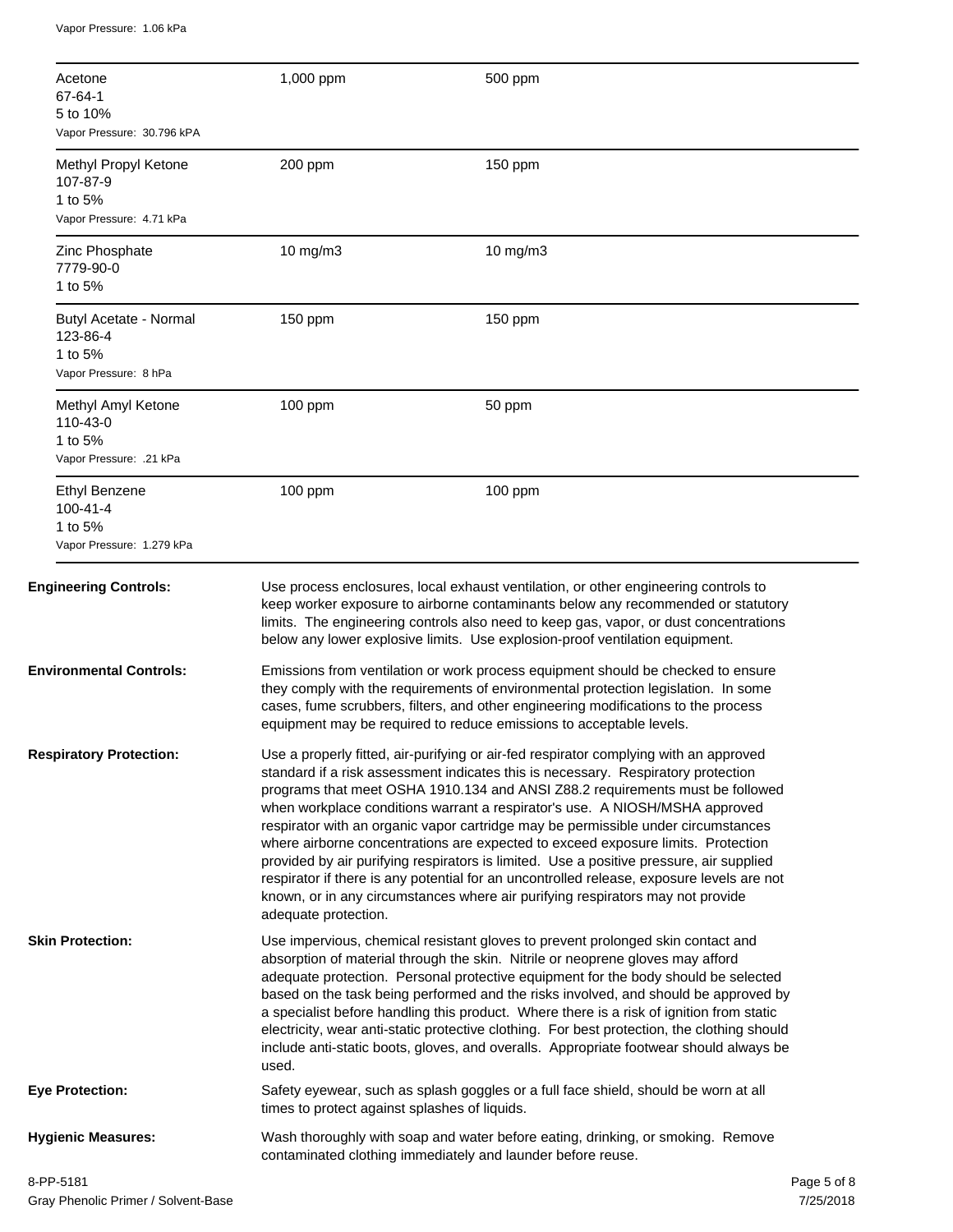Vapor Pressure: 1.06 kPa

| Chemical | | |
|---|---|---|
| Acetone<br>67-64-1<br>5 to 10%<br>Vapor Pressure: 30.796 kPA | 1,000 ppm | 500 ppm |
| Methyl Propyl Ketone<br>107-87-9<br>1 to 5%<br>Vapor Pressure: 4.71 kPa | 200 ppm | 150 ppm |
| Zinc Phosphate<br>7779-90-0<br>1 to 5% | 10 mg/m3 | 10 mg/m3 |
| Butyl Acetate - Normal<br>123-86-4<br>1 to 5%<br>Vapor Pressure: 8 hPa | 150 ppm | 150 ppm |
| Methyl Amyl Ketone<br>110-43-0<br>1 to 5%<br>Vapor Pressure: .21 kPa | 100 ppm | 50 ppm |
| Ethyl Benzene<br>100-41-4<br>1 to 5%<br>Vapor Pressure: 1.279 kPa | 100 ppm | 100 ppm |

**Engineering Controls:** Use process enclosures, local exhaust ventilation, or other engineering controls to keep worker exposure to airborne contaminants below any recommended or statutory limits. The engineering controls also need to keep gas, vapor, or dust concentrations below any lower explosive limits. Use explosion-proof ventilation equipment.

**Environmental Controls:** Emissions from ventilation or work process equipment should be checked to ensure they comply with the requirements of environmental protection legislation. In some cases, fume scrubbers, filters, and other engineering modifications to the process equipment may be required to reduce emissions to acceptable levels.

**Respiratory Protection:** Use a properly fitted, air-purifying or air-fed respirator complying with an approved standard if a risk assessment indicates this is necessary. Respiratory protection programs that meet OSHA 1910.134 and ANSI Z88.2 requirements must be followed when workplace conditions warrant a respirator's use. A NIOSH/MSHA approved respirator with an organic vapor cartridge may be permissible under circumstances where airborne concentrations are expected to exceed exposure limits. Protection provided by air purifying respirators is limited. Use a positive pressure, air supplied respirator if there is any potential for an uncontrolled release, exposure levels are not known, or in any circumstances where air purifying respirators may not provide adequate protection.

**Skin Protection:** Use impervious, chemical resistant gloves to prevent prolonged skin contact and absorption of material through the skin. Nitrile or neoprene gloves may afford adequate protection. Personal protective equipment for the body should be selected based on the task being performed and the risks involved, and should be approved by a specialist before handling this product. Where there is a risk of ignition from static electricity, wear anti-static protective clothing. For best protection, the clothing should include anti-static boots, gloves, and overalls. Appropriate footwear should always be used.

**Eye Protection:** Safety eyewear, such as splash goggles or a full face shield, should be worn at all times to protect against splashes of liquids.

**Hygienic Measures:** Wash thoroughly with soap and water before eating, drinking, or smoking. Remove contaminated clothing immediately and launder before reuse.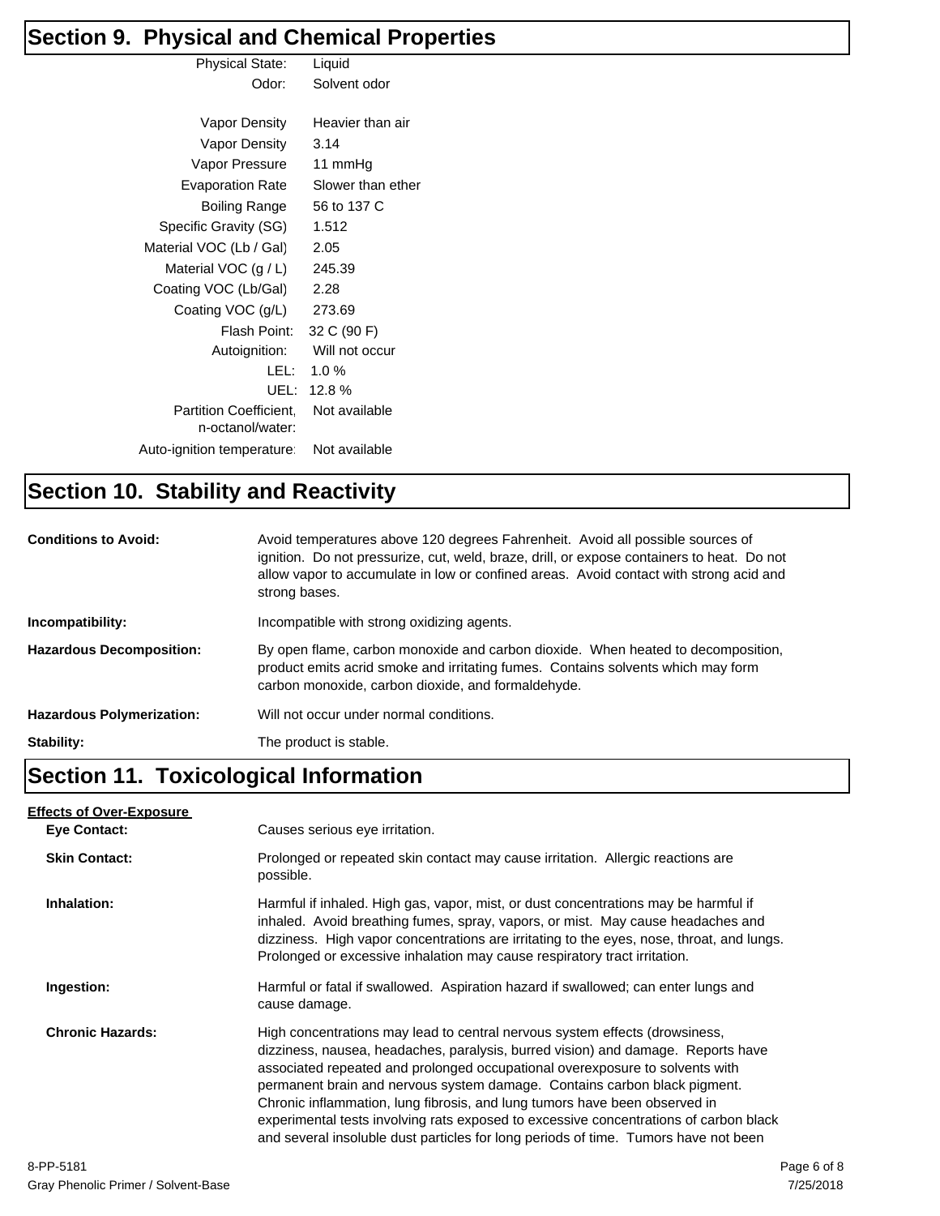## Section 9. Physical and Chemical Properties

| Property | Value |
| --- | --- |
| Physical State: | Liquid |
| Odor: | Solvent odor |
| Vapor Density | Heavier than air |
| Vapor Density | 3.14 |
| Vapor Pressure | 11 mmHg |
| Evaporation Rate | Slower than ether |
| Boiling Range | 56 to 137 C |
| Specific Gravity (SG) | 1.512 |
| Material VOC (Lb / Gal) | 2.05 |
| Material VOC (g / L) | 245.39 |
| Coating VOC (Lb/Gal) | 2.28 |
| Coating VOC (g/L) | 273.69 |
| Flash Point: | 32 C (90 F) |
| Autoignition: | Will not occur |
| LEL: | 1.0 % |
| UEL: | 12.8 % |
| Partition Coefficient, n-octanol/water: | Not available |
| Auto-ignition temperature: | Not available |

## Section 10. Stability and Reactivity

**Conditions to Avoid:** Avoid temperatures above 120 degrees Fahrenheit. Avoid all possible sources of ignition. Do not pressurize, cut, weld, braze, drill, or expose containers to heat. Do not allow vapor to accumulate in low or confined areas. Avoid contact with strong acid and strong bases.

**Incompatibility:** Incompatible with strong oxidizing agents.

**Hazardous Decomposition:** By open flame, carbon monoxide and carbon dioxide. When heated to decomposition, product emits acrid smoke and irritating fumes. Contains solvents which may form carbon monoxide, carbon dioxide, and formaldehyde.

**Hazardous Polymerization:** Will not occur under normal conditions.

**Stability:** The product is stable.

## Section 11. Toxicological Information

**Effects of Over-Exposure**

**Eye Contact:** Causes serious eye irritation.

**Skin Contact:** Prolonged or repeated skin contact may cause irritation. Allergic reactions are possible.

**Inhalation:** Harmful if inhaled. High gas, vapor, mist, or dust concentrations may be harmful if inhaled. Avoid breathing fumes, spray, vapors, or mist. May cause headaches and dizziness. High vapor concentrations are irritating to the eyes, nose, throat, and lungs. Prolonged or excessive inhalation may cause respiratory tract irritation.

**Ingestion:** Harmful or fatal if swallowed. Aspiration hazard if swallowed; can enter lungs and cause damage.

**Chronic Hazards:** High concentrations may lead to central nervous system effects (drowsiness, dizziness, nausea, headaches, paralysis, burred vision) and damage. Reports have associated repeated and prolonged occupational overexposure to solvents with permanent brain and nervous system damage. Contains carbon black pigment. Chronic inflammation, lung fibrosis, and lung tumors have been observed in experimental tests involving rats exposed to excessive concentrations of carbon black and several insoluble dust particles for long periods of time. Tumors have not been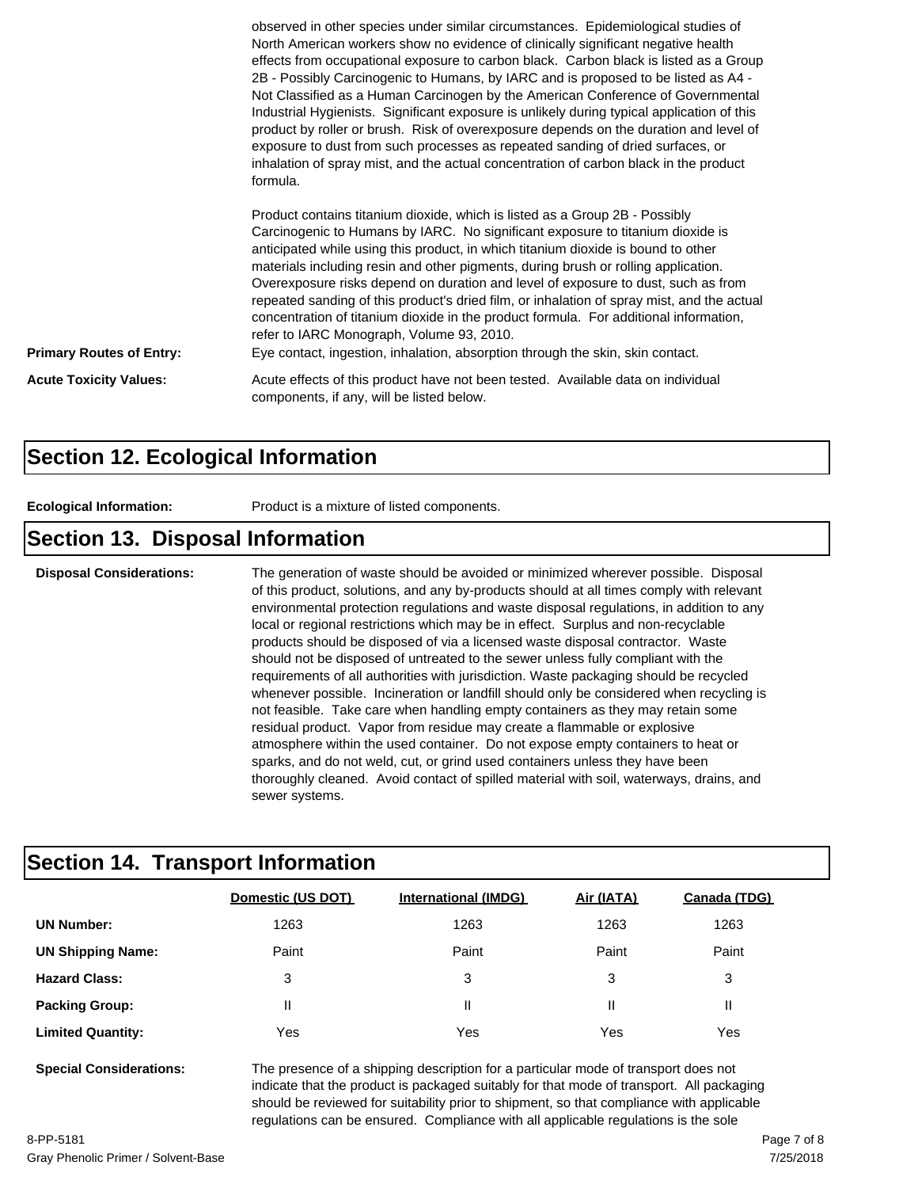observed in other species under similar circumstances. Epidemiological studies of North American workers show no evidence of clinically significant negative health effects from occupational exposure to carbon black. Carbon black is listed as a Group 2B - Possibly Carcinogenic to Humans, by IARC and is proposed to be listed as A4 - Not Classified as a Human Carcinogen by the American Conference of Governmental Industrial Hygienists. Significant exposure is unlikely during typical application of this product by roller or brush. Risk of overexposure depends on the duration and level of exposure to dust from such processes as repeated sanding of dried surfaces, or inhalation of spray mist, and the actual concentration of carbon black in the product formula.

Product contains titanium dioxide, which is listed as a Group 2B - Possibly Carcinogenic to Humans by IARC. No significant exposure to titanium dioxide is anticipated while using this product, in which titanium dioxide is bound to other materials including resin and other pigments, during brush or rolling application. Overexposure risks depend on duration and level of exposure to dust, such as from repeated sanding of this product's dried film, or inhalation of spray mist, and the actual concentration of titanium dioxide in the product formula. For additional information, refer to IARC Monograph, Volume 93, 2010.

**Primary Routes of Entry:** Eye contact, ingestion, inhalation, absorption through the skin, skin contact.

**Acute Toxicity Values:** Acute effects of this product have not been tested. Available data on individual components, if any, will be listed below.

## Section 12. Ecological Information

**Ecological Information:** Product is a mixture of listed components.

## Section 13. Disposal Information

**Disposal Considerations:** The generation of waste should be avoided or minimized wherever possible. Disposal of this product, solutions, and any by-products should at all times comply with relevant environmental protection regulations and waste disposal regulations, in addition to any local or regional restrictions which may be in effect. Surplus and non-recyclable products should be disposed of via a licensed waste disposal contractor. Waste should not be disposed of untreated to the sewer unless fully compliant with the requirements of all authorities with jurisdiction. Waste packaging should be recycled whenever possible. Incineration or landfill should only be considered when recycling is not feasible. Take care when handling empty containers as they may retain some residual product. Vapor from residue may create a flammable or explosive atmosphere within the used container. Do not expose empty containers to heat or sparks, and do not weld, cut, or grind used containers unless they have been thoroughly cleaned. Avoid contact of spilled material with soil, waterways, drains, and sewer systems.

## Section 14. Transport Information

| | Domestic (US DOT) | International (IMDG) | Air (IATA) | Canada (TDG) |
|---|---|---|---|---|
| **UN Number:** | 1263 | 1263 | 1263 | 1263 |
| **UN Shipping Name:** | Paint | Paint | Paint | Paint |
| **Hazard Class:** | 3 | 3 | 3 | 3 |
| **Packing Group:** | II | II | II | II |
| **Limited Quantity:** | Yes | Yes | Yes | Yes |

**Special Considerations:** The presence of a shipping description for a particular mode of transport does not indicate that the product is packaged suitably for that mode of transport. All packaging should be reviewed for suitability prior to shipment, so that compliance with applicable regulations can be ensured. Compliance with all applicable regulations is the sole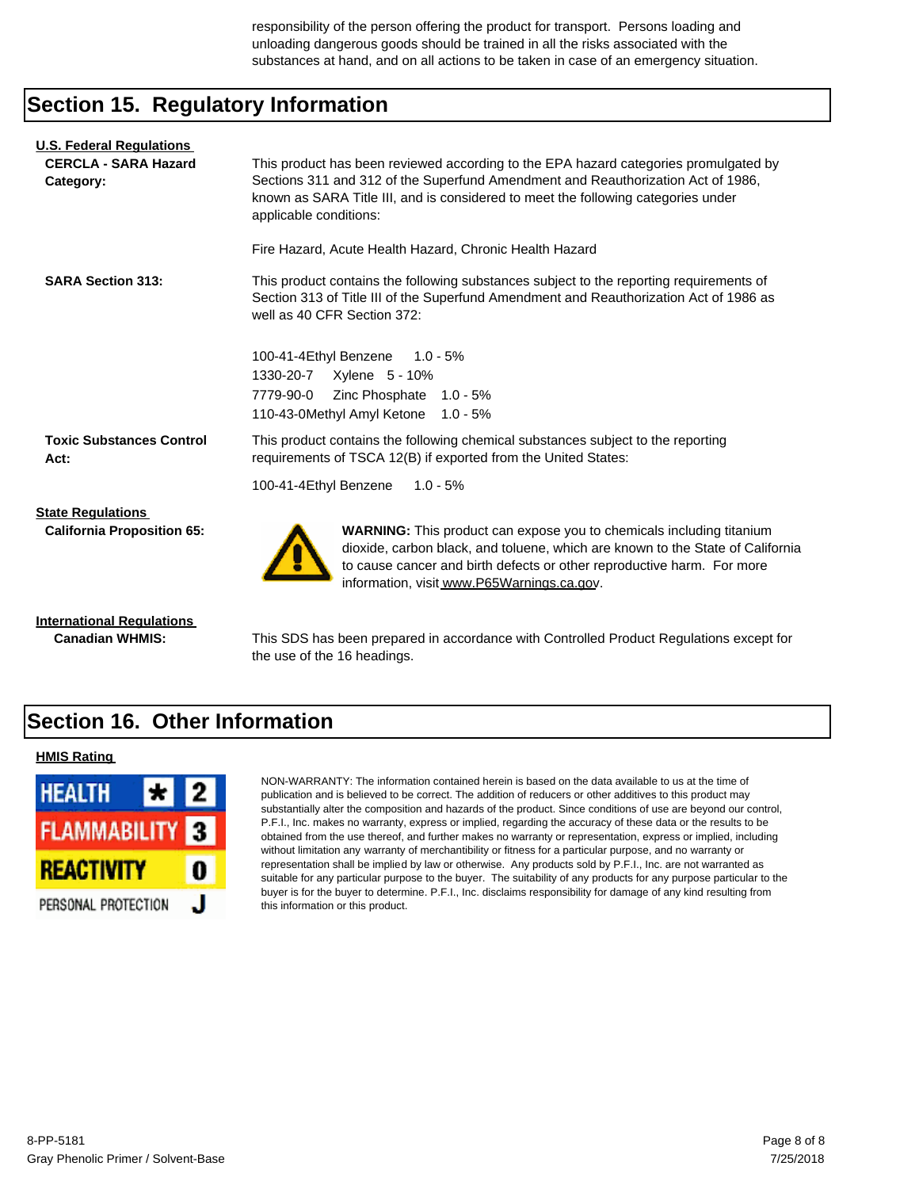responsibility of the person offering the product for transport. Persons loading and unloading dangerous goods should be trained in all the risks associated with the substances at hand, and on all actions to be taken in case of an emergency situation.

## Section 15. Regulatory Information

**U.S. Federal Regulations**

**CERCLA - SARA Hazard Category:**

This product has been reviewed according to the EPA hazard categories promulgated by Sections 311 and 312 of the Superfund Amendment and Reauthorization Act of 1986, known as SARA Title III, and is considered to meet the following categories under applicable conditions:

Fire Hazard, Acute Health Hazard, Chronic Health Hazard

**SARA Section 313:**

This product contains the following substances subject to the reporting requirements of Section 313 of Title III of the Superfund Amendment and Reauthorization Act of 1986 as well as 40 CFR Section 372:

100-41-4Ethyl Benzene 1.0 - 5%
1330-20-7 Xylene 5 - 10%
7779-90-0 Zinc Phosphate 1.0 - 5%
110-43-0Methyl Amyl Ketone 1.0 - 5%

**Toxic Substances Control Act:**

This product contains the following chemical substances subject to the reporting requirements of TSCA 12(B) if exported from the United States:

100-41-4Ethyl Benzene 1.0 - 5%

**State Regulations**

**California Proposition 65:**

**WARNING:** This product can expose you to chemicals including titanium dioxide, carbon black, and toluene, which are known to the State of California to cause cancer and birth defects or other reproductive harm. For more information, visit www.P65Warnings.ca.gov.

**International Regulations**

**Canadian WHMIS:**

This SDS has been prepared in accordance with Controlled Product Regulations except for the use of the 16 headings.

## Section 16. Other Information

**HMIS Rating**

| | |
|---|---|
| HEALTH | * 2 |
| FLAMMABILITY | 3 |
| REACTIVITY | 0 |
| PERSONAL PROTECTION | J |

NON-WARRANTY: The information contained herein is based on the data available to us at the time of publication and is believed to be correct. The addition of reducers or other additives to this product may substantially alter the composition and hazards of the product. Since conditions of use are beyond our control, P.F.I., Inc. makes no warranty, express or implied, regarding the accuracy of these data or the results to be obtained from the use thereof, and further makes no warranty or representation, express or implied, including without limitation any warranty of merchantibility or fitness for a particular purpose, and no warranty or representation shall be implied by law or otherwise. Any products sold by P.F.I., Inc. are not warranted as suitable for any particular purpose to the buyer. The suitability of any products for any purpose particular to the buyer is for the buyer to determine. P.F.I., Inc. disclaims responsibility for damage of any kind resulting from this information or this product.

8-PP-5181
Gray Phenolic Primer / Solvent-Base

7/25/2018